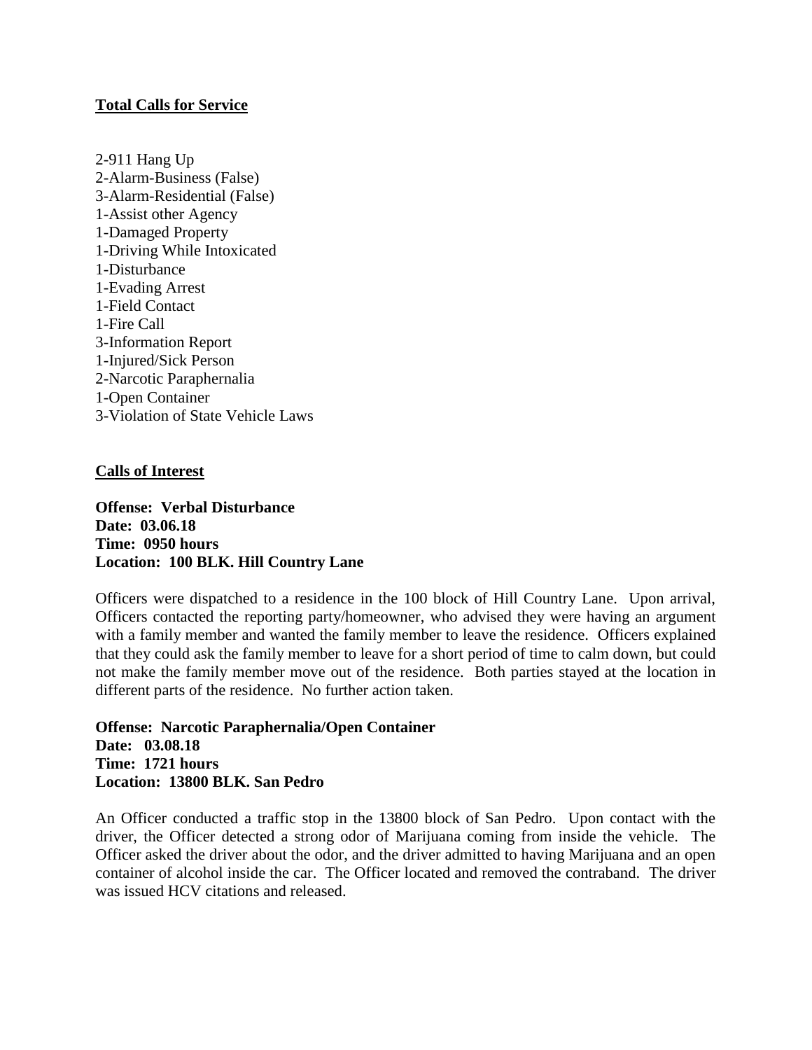## Total Calls for Service

2-911 Hang Up
2-Alarm-Business (False)
3-Alarm-Residential (False)
1-Assist other Agency
1-Damaged Property
1-Driving While Intoxicated
1-Disturbance
1-Evading Arrest
1-Field Contact
1-Fire Call
3-Information Report
1-Injured/Sick Person
2-Narcotic Paraphernalia
1-Open Container
3-Violation of State Vehicle Laws

## Calls of Interest

**Offense: Verbal Disturbance**
**Date: 03.06.18**
**Time: 0950 hours**
**Location: 100 BLK. Hill Country Lane**

Officers were dispatched to a residence in the 100 block of Hill Country Lane. Upon arrival, Officers contacted the reporting party/homeowner, who advised they were having an argument with a family member and wanted the family member to leave the residence. Officers explained that they could ask the family member to leave for a short period of time to calm down, but could not make the family member move out of the residence. Both parties stayed at the location in different parts of the residence. No further action taken.

**Offense: Narcotic Paraphernalia/Open Container**
**Date: 03.08.18**
**Time: 1721 hours**
**Location: 13800 BLK. San Pedro**

An Officer conducted a traffic stop in the 13800 block of San Pedro. Upon contact with the driver, the Officer detected a strong odor of Marijuana coming from inside the vehicle. The Officer asked the driver about the odor, and the driver admitted to having Marijuana and an open container of alcohol inside the car. The Officer located and removed the contraband. The driver was issued HCV citations and released.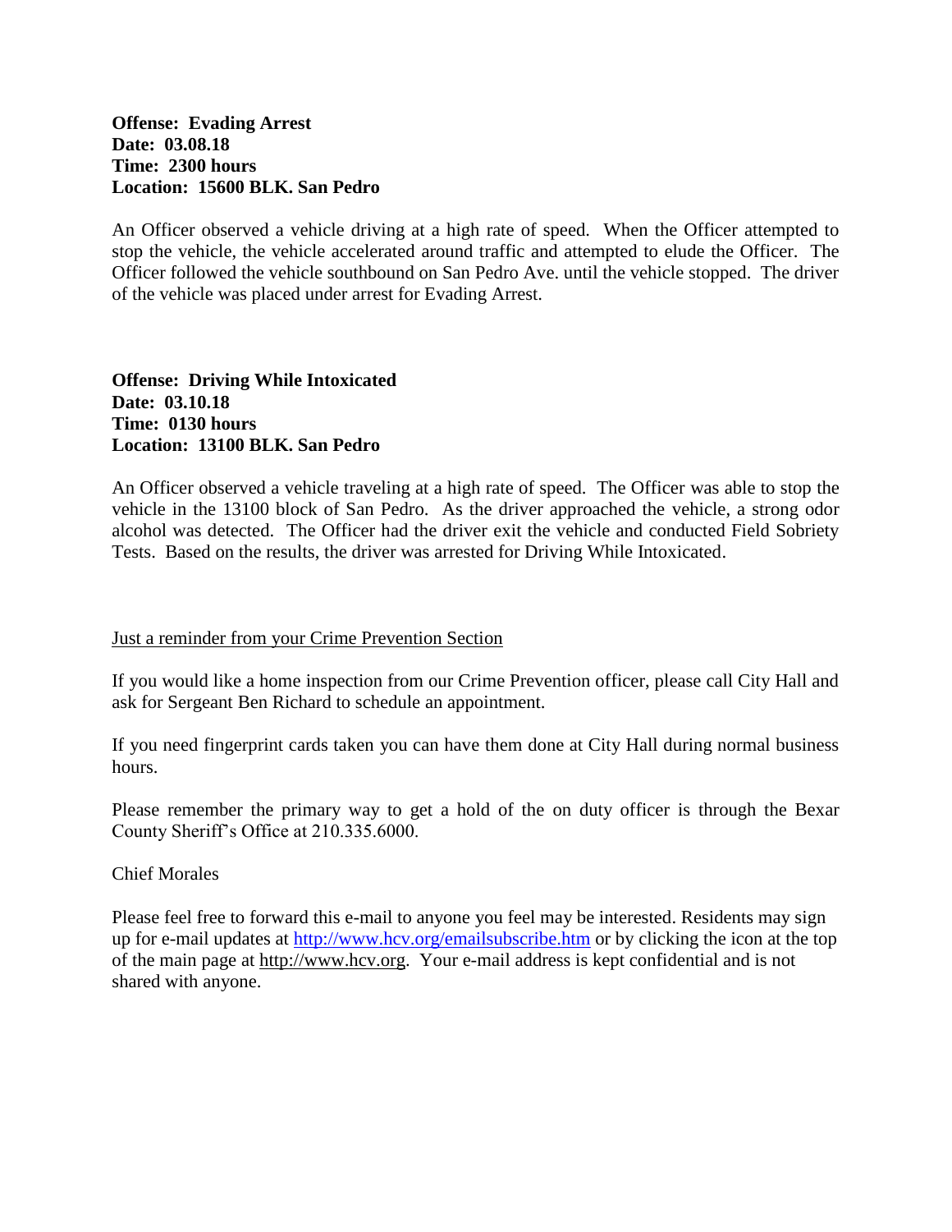**Offense: Evading Arrest**
**Date: 03.08.18**
**Time: 2300 hours**
**Location: 15600 BLK. San Pedro**

An Officer observed a vehicle driving at a high rate of speed. When the Officer attempted to stop the vehicle, the vehicle accelerated around traffic and attempted to elude the Officer. The Officer followed the vehicle southbound on San Pedro Ave. until the vehicle stopped. The driver of the vehicle was placed under arrest for Evading Arrest.

**Offense: Driving While Intoxicated**
**Date: 03.10.18**
**Time: 0130 hours**
**Location: 13100 BLK. San Pedro**

An Officer observed a vehicle traveling at a high rate of speed. The Officer was able to stop the vehicle in the 13100 block of San Pedro. As the driver approached the vehicle, a strong odor alcohol was detected. The Officer had the driver exit the vehicle and conducted Field Sobriety Tests. Based on the results, the driver was arrested for Driving While Intoxicated.

<u>Just a reminder from your Crime Prevention Section</u>

If you would like a home inspection from our Crime Prevention officer, please call City Hall and ask for Sergeant Ben Richard to schedule an appointment.

If you need fingerprint cards taken you can have them done at City Hall during normal business hours.

Please remember the primary way to get a hold of the on duty officer is through the Bexar County Sheriff's Office at 210.335.6000.

Chief Morales

Please feel free to forward this e-mail to anyone you feel may be interested. Residents may sign up for e-mail updates at http://www.hcv.org/emailsubscribe.htm or by clicking the icon at the top of the main page at http://www.hcv.org. Your e-mail address is kept confidential and is not shared with anyone.